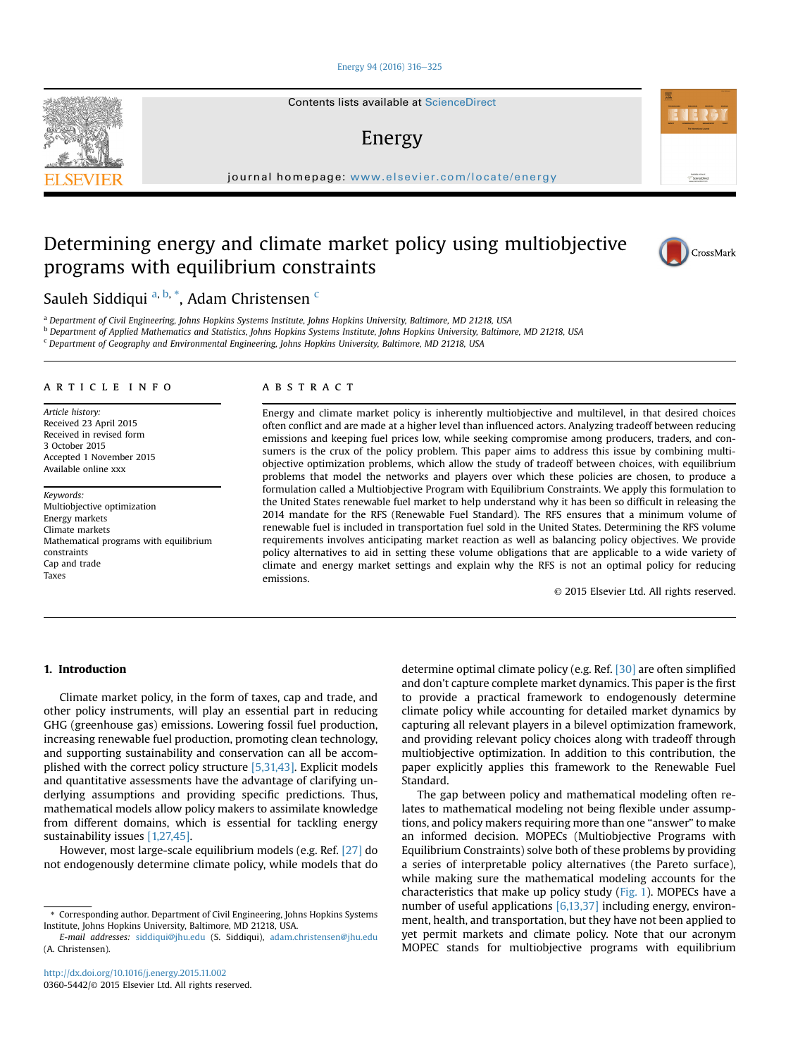# Determining energy and climate market policy using multiobjective programs with equilibrium constraints

Sauleh Siddiqui [a, b, *], Adam Christensen [c]

[a] Department of Civil Engineering, Johns Hopkins Systems Institute, Johns Hopkins University, Baltimore, MD 21218, USA
[b] Department of Applied Mathematics and Statistics, Johns Hopkins Systems Institute, Johns Hopkins University, Baltimore, MD 21218, USA
[c] Department of Geography and Environmental Engineering, Johns Hopkins University, Baltimore, MD 21218, USA

## ARTICLE INFO

*Article history:*
Received 23 April 2015
Received in revised form
3 October 2015
Accepted 1 November 2015
Available online xxx

*Keywords:*
Multiobjective optimization
Energy markets
Climate markets
Mathematical programs with equilibrium constraints
Cap and trade
Taxes

## ABSTRACT

Energy and climate market policy is inherently multiobjective and multilevel, in that desired choices often conflict and are made at a higher level than influenced actors. Analyzing tradeoff between reducing emissions and keeping fuel prices low, while seeking compromise among producers, traders, and consumers is the crux of the policy problem. This paper aims to address this issue by combining multiobjective optimization problems, which allow the study of tradeoff between choices, with equilibrium problems that model the networks and players over which these policies are chosen, to produce a formulation called a Multiobjective Program with Equilibrium Constraints. We apply this formulation to the United States renewable fuel market to help understand why it has been so difficult in releasing the 2014 mandate for the RFS (Renewable Fuel Standard). The RFS ensures that a minimum volume of renewable fuel is included in transportation fuel sold in the United States. Determining the RFS volume requirements involves anticipating market reaction as well as balancing policy objectives. We provide policy alternatives to aid in setting these volume obligations that are applicable to a wide variety of climate and energy market settings and explain why the RFS is not an optimal policy for reducing emissions.

© 2015 Elsevier Ltd. All rights reserved.

## 1. Introduction

Climate market policy, in the form of taxes, cap and trade, and other policy instruments, will play an essential part in reducing GHG (greenhouse gas) emissions. Lowering fossil fuel production, increasing renewable fuel production, promoting clean technology, and supporting sustainability and conservation can all be accomplished with the correct policy structure [5,31,43]. Explicit models and quantitative assessments have the advantage of clarifying underlying assumptions and providing specific predictions. Thus, mathematical models allow policy makers to assimilate knowledge from different domains, which is essential for tackling energy sustainability issues [1,27,45].

However, most large-scale equilibrium models (e.g. Ref. [27] do not endogenously determine climate policy, while models that do determine optimal climate policy (e.g. Ref. [30] are often simplified and don't capture complete market dynamics. This paper is the first to provide a practical framework to endogenously determine climate policy while accounting for detailed market dynamics by capturing all relevant players in a bilevel optimization framework, and providing relevant policy choices along with tradeoff through multiobjective optimization. In addition to this contribution, the paper explicitly applies this framework to the Renewable Fuel Standard.

The gap between policy and mathematical modeling often relates to mathematical modeling not being flexible under assumptions, and policy makers requiring more than one "answer" to make an informed decision. MOPECs (Multiobjective Programs with Equilibrium Constraints) solve both of these problems by providing a series of interpretable policy alternatives (the Pareto surface), while making sure the mathematical modeling accounts for the characteristics that make up policy study (Fig. 1). MOPECs have a number of useful applications [6,13,37] including energy, environment, health, and transportation, but they have not been applied to yet permit markets and climate policy. Note that our acronym MOPEC stands for multiobjective programs with equilibrium

* Corresponding author. Department of Civil Engineering, Johns Hopkins Systems Institute, Johns Hopkins University, Baltimore, MD 21218, USA.
*E-mail addresses:* siddiqui@jhu.edu (S. Siddiqui), adam.christensen@jhu.edu (A. Christensen).

http://dx.doi.org/10.1016/j.energy.2015.11.002
0360-5442/© 2015 Elsevier Ltd. All rights reserved.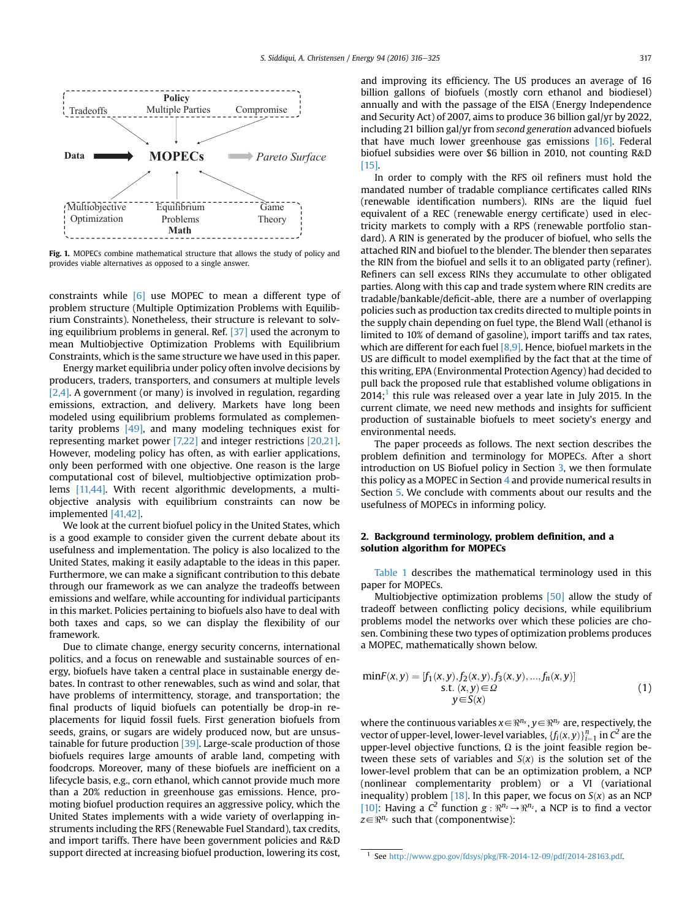Fig. 1. MOPECs combine mathematical structure that allows the study of policy and provides viable alternatives as opposed to a single answer.

constraints while [6] use MOPEC to mean a different type of problem structure (Multiple Optimization Problems with Equilibrium Constraints). Nonetheless, their structure is relevant to solving equilibrium problems in general. Ref. [37] used the acronym to mean Multiobjective Optimization Problems with Equilibrium Constraints, which is the same structure we have used in this paper.

Energy market equilibria under policy often involve decisions by producers, traders, transporters, and consumers at multiple levels [2,4]. A government (or many) is involved in regulation, regarding emissions, extraction, and delivery. Markets have long been modeled using equilibrium problems formulated as complementarity problems [49], and many modeling techniques exist for representing market power [7,22] and integer restrictions [20,21]. However, modeling policy has often, as with earlier applications, only been performed with one objective. One reason is the large computational cost of bilevel, multiobjective optimization problems [11,44]. With recent algorithmic developments, a multiobjective analysis with equilibrium constraints can now be implemented [41,42].

We look at the current biofuel policy in the United States, which is a good example to consider given the current debate about its usefulness and implementation. The policy is also localized to the United States, making it easily adaptable to the ideas in this paper. Furthermore, we can make a significant contribution to this debate through our framework as we can analyze the tradeoffs between emissions and welfare, while accounting for individual participants in this market. Policies pertaining to biofuels also have to deal with both taxes and caps, so we can display the flexibility of our framework.

Due to climate change, energy security concerns, international politics, and a focus on renewable and sustainable sources of energy, biofuels have taken a central place in sustainable energy debates. In contrast to other renewables, such as wind and solar, that have problems of intermittency, storage, and transportation; the final products of liquid biofuels can potentially be drop-in replacements for liquid fossil fuels. First generation biofuels from seeds, grains, or sugars are widely produced now, but are unsustainable for future production [39]. Large-scale production of those biofuels requires large amounts of arable land, competing with foodcrops. Moreover, many of these biofuels are inefficient on a lifecycle basis, e.g., corn ethanol, which cannot provide much more than a 20% reduction in greenhouse gas emissions. Hence, promoting biofuel production requires an aggressive policy, which the United States implements with a wide variety of overlapping instruments including the RFS (Renewable Fuel Standard), tax credits, and import tariffs. There have been government policies and R&D support directed at increasing biofuel production, lowering its cost, and improving its efficiency. The US produces an average of 16 billion gallons of biofuels (mostly corn ethanol and biodiesel) annually and with the passage of the EISA (Energy Independence and Security Act) of 2007, aims to produce 36 billion gal/yr by 2022, including 21 billion gal/yr from *second generation* advanced biofuels that have much lower greenhouse gas emissions [16]. Federal biofuel subsidies were over $6 billion in 2010, not counting R&D [15].

In order to comply with the RFS oil refiners must hold the mandated number of tradable compliance certificates called RINs (renewable identification numbers). RINs are the liquid fuel equivalent of a REC (renewable energy certificate) used in electricity markets to comply with a RPS (renewable portfolio standard). A RIN is generated by the producer of biofuel, who sells the attached RIN and biofuel to the blender. The blender then separates the RIN from the biofuel and sells it to an obligated party (refiner). Refiners can sell excess RINs they accumulate to other obligated parties. Along with this cap and trade system where RIN credits are tradable/bankable/deficit-able, there are a number of overlapping policies such as production tax credits directed to multiple points in the supply chain depending on fuel type, the Blend Wall (ethanol is limited to 10% of demand of gasoline), import tariffs and tax rates, which are different for each fuel [8,9]. Hence, biofuel markets in the US are difficult to model exemplified by the fact that at the time of this writing, EPA (Environmental Protection Agency) had decided to pull back the proposed rule that established volume obligations in 2014;[1] this rule was released over a year late in July 2015. In the current climate, we need new methods and insights for sufficient production of sustainable biofuels to meet society's energy and environmental needs.

The paper proceeds as follows. The next section describes the problem definition and terminology for MOPECs. After a short introduction on US Biofuel policy in Section 3, we then formulate this policy as a MOPEC in Section 4 and provide numerical results in Section 5. We conclude with comments about our results and the usefulness of MOPECs in informing policy.

## 2. Background terminology, problem definition, and a solution algorithm for MOPECs

Table 1 describes the mathematical terminology used in this paper for MOPECs.

Multiobjective optimization problems [50] allow the study of tradeoff between conflicting policy decisions, while equilibrium problems model the networks over which these policies are chosen. Combining these two types of optimization problems produces a MOPEC, mathematically shown below.

$$\begin{aligned} \min F(x,y) = [f_1(x,y), f_2(x,y), f_3(x,y), \ldots, f_n(x,y)] \\ \text{s.t. } (x,y) \in \Omega \\ y \in S(x) \end{aligned} \tag{1}$$

where the continuous variables $x \in \Re^{n_x}$, $y \in \Re^{n_y}$ are, respectively, the vector of upper-level, lower-level variables, $\{f_i(x,y)\}_{i=1}^{n}$ in $C^2$ are the upper-level objective functions, $\Omega$ is the joint feasible region between these sets of variables and $S(x)$ is the solution set of the lower-level problem that can be an optimization problem, a NCP (nonlinear complementarity problem) or a VI (variational inequality) problem [18]. In this paper, we focus on $S(x)$ as an NCP [10]: Having a $C^2$ function $g: \Re^{n_z} \rightarrow \Re^{n_z}$, a NCP is to find a vector $z \in \Re^{n_z}$ such that (componentwise):

[1] See http://www.gpo.gov/fdsys/pkg/FR-2014-12-09/pdf/2014-28163.pdf.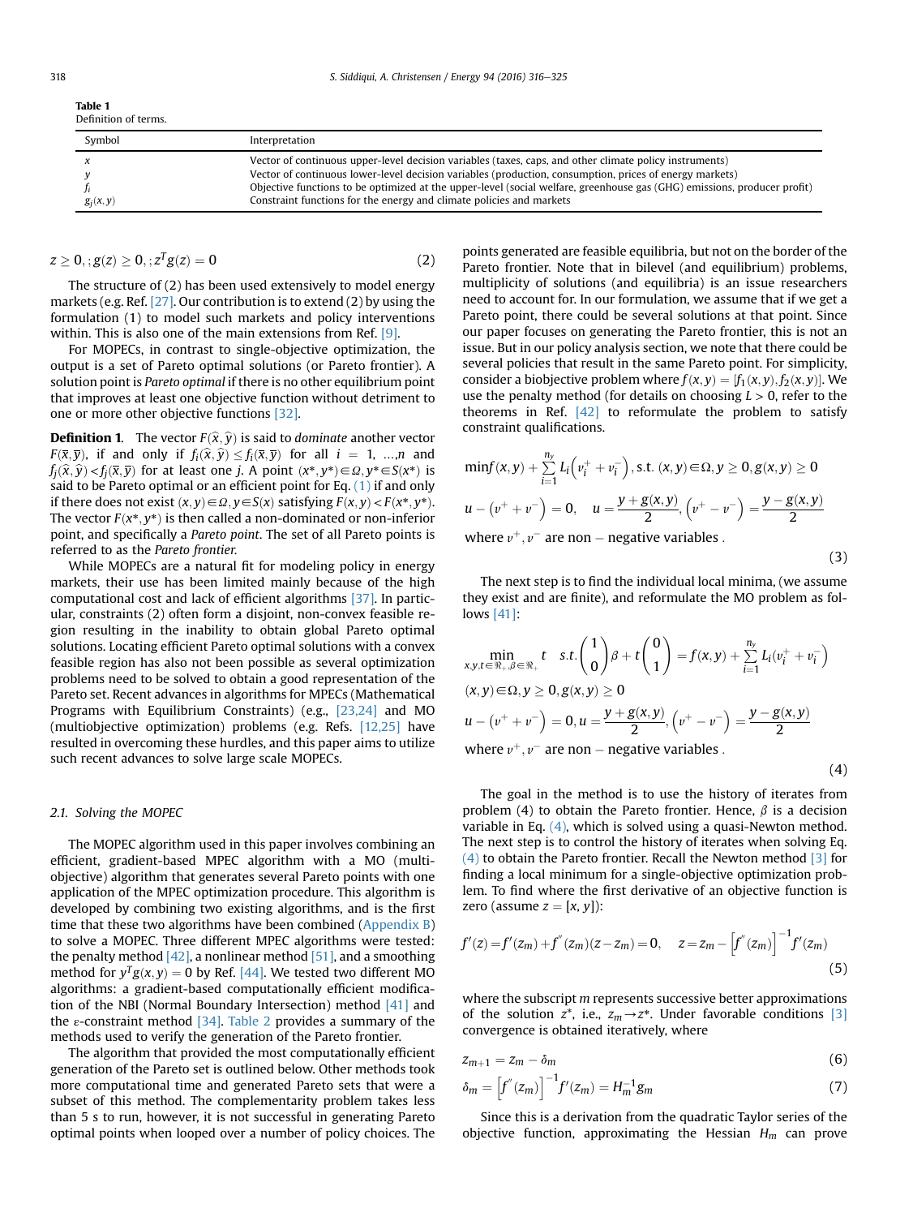**Table 1**
Definition of terms.

| Symbol | Interpretation |
|---|---|
| $x$ | Vector of continuous upper-level decision variables (taxes, caps, and other climate policy instruments) |
| $y$ | Vector of continuous lower-level decision variables (production, consumption, prices of energy markets) |
| $f_i$ | Objective functions to be optimized at the upper-level (social welfare, greenhouse gas (GHG) emissions, producer profit) |
| $g_j(x,y)$ | Constraint functions for the energy and climate policies and markets |

$$z \geq 0, ; g(z) \geq 0, ; z^T g(z) = 0 \tag{2}$$

The structure of (2) has been used extensively to model energy markets (e.g. Ref. [27]. Our contribution is to extend (2) by using the formulation (1) to model such markets and policy interventions within. This is also one of the main extensions from Ref. [9].

For MOPECs, in contrast to single-objective optimization, the output is a set of Pareto optimal solutions (or Pareto frontier). A solution point is *Pareto optimal* if there is no other equilibrium point that improves at least one objective function without detriment to one or more other objective functions [32].

**Definition 1.** The vector $F(\hat{x},\hat{y})$ is said to *dominate* another vector $F(\overline{x},\overline{y})$, if and only if $f_i(\hat{x},\hat{y}) \leq f_i(\overline{x},\overline{y})$ for all $i = 1, \ldots, n$ and $f_j(\hat{x},\hat{y}) < f_j(\overline{x},\overline{y})$ for at least one $j$. A point $(x^*,y^*) \in \Omega, y^* \in S(x^*)$ is said to be Pareto optimal or an efficient point for Eq. (1) if and only if there does not exist $(x,y) \in \Omega, y \in S(x)$ satisfying $F(x,y) < F(x^*,y^*)$. The vector $F(x^*,y^*)$ is then called a non-dominated or non-inferior point, and specifically a *Pareto point*. The set of all Pareto points is referred to as the *Pareto frontier.*

While MOPECs are a natural fit for modeling policy in energy markets, their use has been limited mainly because of the high computational cost and lack of efficient algorithms [37]. In particular, constraints (2) often form a disjoint, non-convex feasible region resulting in the inability to obtain global Pareto optimal solutions. Locating efficient Pareto optimal solutions with a convex feasible region has also not been possible as several optimization problems need to be solved to obtain a good representation of the Pareto set. Recent advances in algorithms for MPECs (Mathematical Programs with Equilibrium Constraints) (e.g., [23,24] and MO (multiobjective optimization) problems (e.g. Refs. [12,25] have resulted in overcoming these hurdles, and this paper aims to utilize such recent advances to solve large scale MOPECs.

### 2.1. Solving the MOPEC

The MOPEC algorithm used in this paper involves combining an efficient, gradient-based MPEC algorithm with a MO (multi-objective) algorithm that generates several Pareto points with one application of the MPEC optimization procedure. This algorithm is developed by combining two existing algorithms, and is the first time that these two algorithms have been combined (Appendix B) to solve a MOPEC. Three different MPEC algorithms were tested: the penalty method [42], a nonlinear method [51], and a smoothing method for $y^T g(x,y) = 0$ by Ref. [44]. We tested two different MO algorithms: a gradient-based computationally efficient modification of the NBI (Normal Boundary Intersection) method [41] and the ε-constraint method [34]. Table 2 provides a summary of the methods used to verify the generation of the Pareto frontier.

The algorithm that provided the most computationally efficient generation of the Pareto set is outlined below. Other methods took more computational time and generated Pareto sets that were a subset of this method. The complementarity problem takes less than 5 s to run, however, it is not successful in generating Pareto optimal points when looped over a number of policy choices. The points generated are feasible equilibria, but not on the border of the Pareto frontier. Note that in bilevel (and equilibrium) problems, multiplicity of solutions (and equilibria) is an issue researchers need to account for. In our formulation, we assume that if we get a Pareto point, there could be several solutions at that point. Since our paper focuses on generating the Pareto frontier, this is not an issue. But in our policy analysis section, we note that there could be several policies that result in the same Pareto point. For simplicity, consider a biobjective problem where $f(x,y) = [f_1(x,y), f_2(x,y)]$. We use the penalty method (for details on choosing $L > 0$, refer to the theorems in Ref. [42] to reformulate the problem to satisfy constraint qualifications.

$$\begin{aligned}
&\min f(x,y) + \sum_{i=1}^{n_y} L_i\left(v_i^+ + v_i^-\right), \text{s.t. } (x,y) \in \Omega, y \geq 0, g(x,y) \geq 0 \\
&u - \left(v^+ + v^-\right) = 0, \quad u = \frac{y + g(x,y)}{2}, \left(v^+ - v^-\right) = \frac{y - g(x,y)}{2} \\
&\text{where } v^+, v^- \text{ are non-negative variables.}
\end{aligned} \tag{3}$$

The next step is to find the individual local minima, (we assume they exist and are finite), and reformulate the MO problem as follows [41]:

$$\begin{aligned}
&\min_{x,y,t \in \Re_+, \beta \in \Re_+} t \quad s.t. \begin{pmatrix} 1 \\ 0 \end{pmatrix}\beta + t\begin{pmatrix} 0 \\ 1 \end{pmatrix} = f(x,y) + \sum_{i=1}^{n_y} L_i(v_i^+ + v_i^-) \\
&(x,y) \in \Omega, y \geq 0, g(x,y) \geq 0 \\
&u - \left(v^+ + v^-\right) = 0, u = \frac{y + g(x,y)}{2}, \left(v^+ - v^-\right) = \frac{y - g(x,y)}{2} \\
&\text{where } v^+, v^- \text{ are non-negative variables.}
\end{aligned} \tag{4}$$

The goal in the method is to use the history of iterates from problem (4) to obtain the Pareto frontier. Hence, $\beta$ is a decision variable in Eq. (4), which is solved using a quasi-Newton method. The next step is to control the history of iterates when solving Eq. (4) to obtain the Pareto frontier. Recall the Newton method [3] for finding a local minimum for a single-objective optimization problem. To find where the first derivative of an objective function is zero (assume $z = [x, y]$):

$$f'(z) = f'(z_m) + f''(z_m)(z - z_m) = 0, \quad z = z_m - \left[f''(z_m)\right]^{-1} f'(z_m) \tag{5}$$

where the subscript $m$ represents successive better approximations of the solution $z^*$, i.e., $z_m \rightarrow z^*$. Under favorable conditions [3] convergence is obtained iteratively, where

$$z_{m+1} = z_m - \delta_m \tag{6}$$

$$\delta_m = \left[f''(z_m)\right]^{-1} f'(z_m) = H_m^{-1} g_m \tag{7}$$

Since this is a derivation from the quadratic Taylor series of the objective function, approximating the Hessian $H_m$ can prove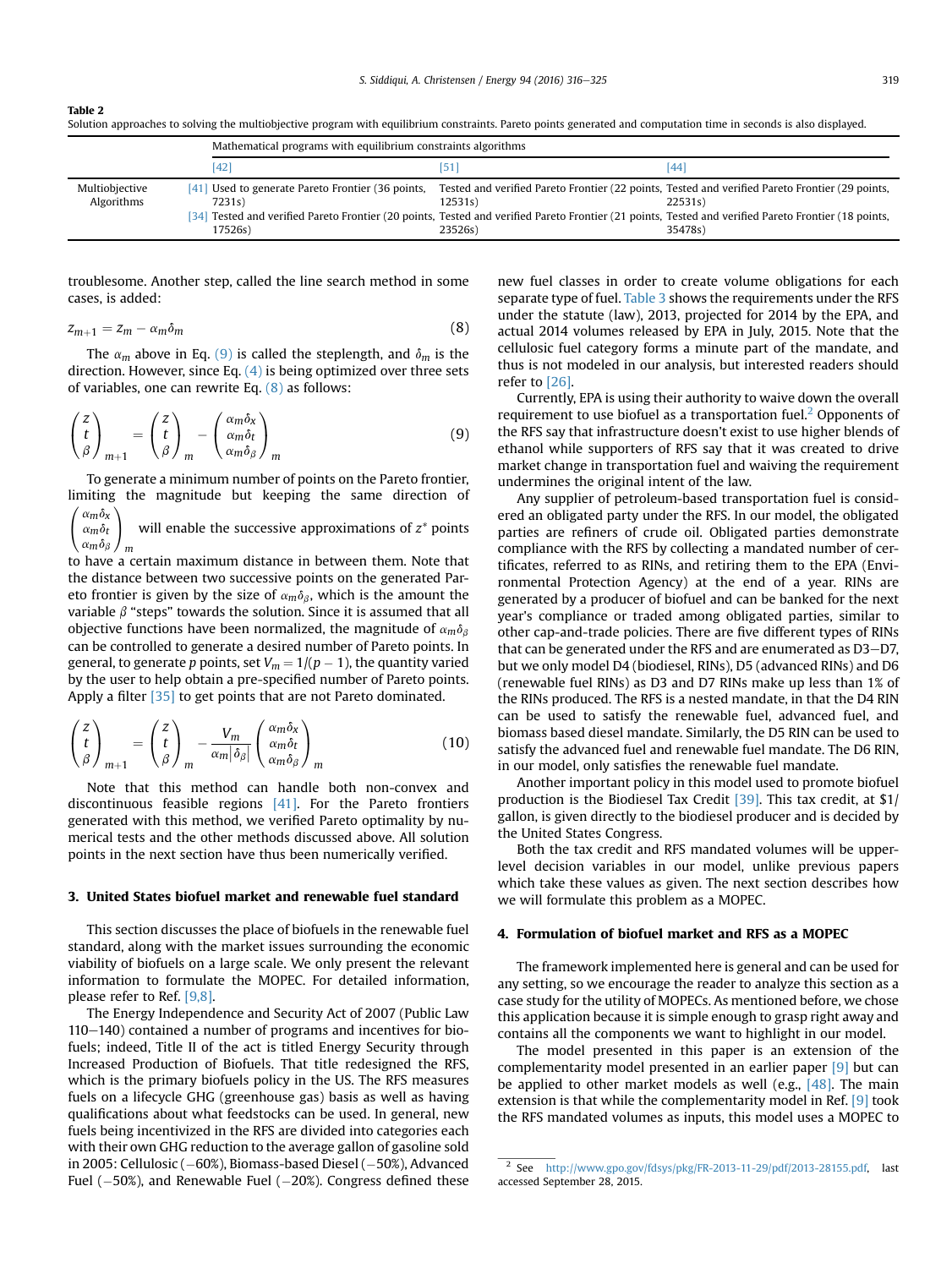**Table 2**
Solution approaches to solving the multiobjective program with equilibrium constraints. Pareto points generated and computation time in seconds is also displayed.

| | | Mathematical programs with equilibrium constraints algorithms | | |
|---|---|---|---|---|
| | | [42] | [51] | [44] |
| Multiobjective Algorithms | [41] | Used to generate Pareto Frontier (36 points, 7231s) | Tested and verified Pareto Frontier (22 points, 12531s) | Tested and verified Pareto Frontier (29 points, 22531s) |
| | [34] | Tested and verified Pareto Frontier (20 points, 17526s) | Tested and verified Pareto Frontier (21 points, 23526s) | Tested and verified Pareto Frontier (18 points, 35478s) |

troublesome. Another step, called the line search method in some cases, is added:

$$z_{m+1} = z_m - \alpha_m \delta_m \tag{8}$$

The $\alpha_m$ above in Eq. (9) is called the steplength, and $\delta_m$ is the direction. However, since Eq. (4) is being optimized over three sets of variables, one can rewrite Eq. (8) as follows:

$$\begin{pmatrix} z \\ t \\ \beta \end{pmatrix}_{m+1} = \begin{pmatrix} z \\ t \\ \beta \end{pmatrix}_{m} - \begin{pmatrix} \alpha_m \delta_x \\ \alpha_m \delta_t \\ \alpha_m \delta_\beta \end{pmatrix}_{m} \tag{9}$$

To generate a minimum number of points on the Pareto frontier, limiting the magnitude but keeping the same direction of $\begin{pmatrix} \alpha_m \delta_x \\ \alpha_m \delta_t \\ \alpha_m \delta_\beta \end{pmatrix}_{m}$ will enable the successive approximations of $z^*$ points to have a certain maximum distance in between them. Note that the distance between two successive points on the generated Pareto frontier is given by the size of $\alpha_m \delta_\beta$, which is the amount the variable $\beta$ "steps" towards the solution. Since it is assumed that all objective functions have been normalized, the magnitude of $\alpha_m \delta_\beta$ can be controlled to generate a desired number of Pareto points. In general, to generate $p$ points, set $V_m = 1/(p-1)$, the quantity varied by the user to help obtain a pre-specified number of Pareto points. Apply a filter [35] to get points that are not Pareto dominated.

$$\begin{pmatrix} z \\ t \\ \beta \end{pmatrix}_{m+1} = \begin{pmatrix} z \\ t \\ \beta \end{pmatrix}_{m} - \frac{V_m}{\alpha_m \left| \delta_\beta \right|} \begin{pmatrix} \alpha_m \delta_x \\ \alpha_m \delta_t \\ \alpha_m \delta_\beta \end{pmatrix}_{m} \tag{10}$$

Note that this method can handle both non-convex and discontinuous feasible regions [41]. For the Pareto frontiers generated with this method, we verified Pareto optimality by numerical tests and the other methods discussed above. All solution points in the next section have thus been numerically verified.

## 3. United States biofuel market and renewable fuel standard

This section discusses the place of biofuels in the renewable fuel standard, along with the market issues surrounding the economic viability of biofuels on a large scale. We only present the relevant information to formulate the MOPEC. For detailed information, please refer to Ref. [9,8].

The Energy Independence and Security Act of 2007 (Public Law 110–140) contained a number of programs and incentives for biofuels; indeed, Title II of the act is titled Energy Security through Increased Production of Biofuels. That title redesigned the RFS, which is the primary biofuels policy in the US. The RFS measures fuels on a lifecycle GHG (greenhouse gas) basis as well as having qualifications about what feedstocks can be used. In general, new fuels being incentivized in the RFS are divided into categories each with their own GHG reduction to the average gallon of gasoline sold in 2005: Cellulosic (−60%), Biomass-based Diesel (−50%), Advanced Fuel (−50%), and Renewable Fuel (−20%). Congress defined these new fuel classes in order to create volume obligations for each separate type of fuel. Table 3 shows the requirements under the RFS under the statute (law), 2013, projected for 2014 by the EPA, and actual 2014 volumes released by EPA in July, 2015. Note that the cellulosic fuel category forms a minute part of the mandate, and thus is not modeled in our analysis, but interested readers should refer to [26].

Currently, EPA is using their authority to waive down the overall requirement to use biofuel as a transportation fuel.[2] Opponents of the RFS say that infrastructure doesn't exist to use higher blends of ethanol while supporters of RFS say that it was created to drive market change in transportation fuel and waiving the requirement undermines the original intent of the law.

Any supplier of petroleum-based transportation fuel is considered an obligated party under the RFS. In our model, the obligated parties are refiners of crude oil. Obligated parties demonstrate compliance with the RFS by collecting a mandated number of certificates, referred to as RINs, and retiring them to the EPA (Environmental Protection Agency) at the end of a year. RINs are generated by a producer of biofuel and can be banked for the next year's compliance or traded among obligated parties, similar to other cap-and-trade policies. There are five different types of RINs that can be generated under the RFS and are enumerated as D3–D7, but we only model D4 (biodiesel, RINs), D5 (advanced RINs) and D6 (renewable fuel RINs) as D3 and D7 RINs make up less than 1% of the RINs produced. The RFS is a nested mandate, in that the D4 RIN can be used to satisfy the renewable fuel, advanced fuel, and biomass based diesel mandate. Similarly, the D5 RIN can be used to satisfy the advanced fuel and renewable fuel mandate. The D6 RIN, in our model, only satisfies the renewable fuel mandate.

Another important policy in this model used to promote biofuel production is the Biodiesel Tax Credit [39]. This tax credit, at $1/gallon, is given directly to the biodiesel producer and is decided by the United States Congress.

Both the tax credit and RFS mandated volumes will be upper-level decision variables in our model, unlike previous papers which take these values as given. The next section describes how we will formulate this problem as a MOPEC.

## 4. Formulation of biofuel market and RFS as a MOPEC

The framework implemented here is general and can be used for any setting, so we encourage the reader to analyze this section as a case study for the utility of MOPECs. As mentioned before, we chose this application because it is simple enough to grasp right away and contains all the components we want to highlight in our model.

The model presented in this paper is an extension of the complementarity model presented in an earlier paper [9] but can be applied to other market models as well (e.g., [48]. The main extension is that while the complementarity model in Ref. [9] took the RFS mandated volumes as inputs, this model uses a MOPEC to

[2] See http://www.gpo.gov/fdsys/pkg/FR-2013-11-29/pdf/2013-28155.pdf, last accessed September 28, 2015.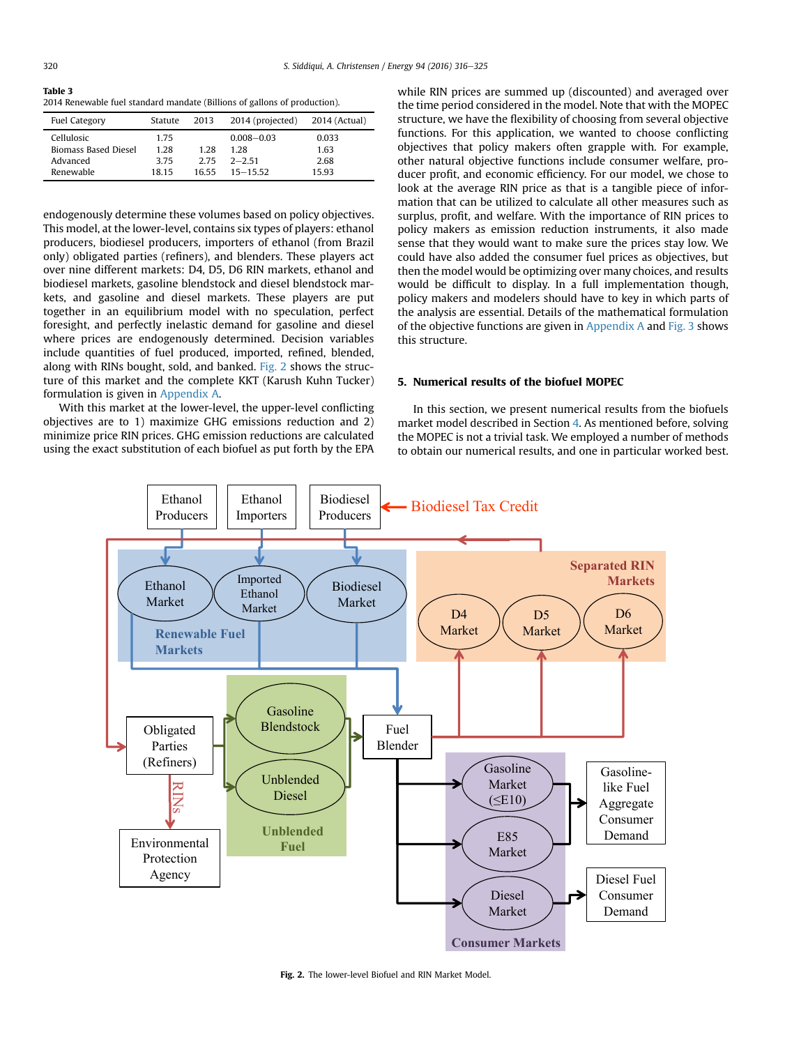**Table 3**
2014 Renewable fuel standard mandate (Billions of gallons of production).

| Fuel Category | Statute | 2013 | 2014 (projected) | 2014 (Actual) |
|---|---|---|---|---|
| Cellulosic | 1.75 | | 0.008–0.03 | 0.033 |
| Biomass Based Diesel | 1.28 | 1.28 | 1.28 | 1.63 |
| Advanced | 3.75 | 2.75 | 2–2.51 | 2.68 |
| Renewable | 18.15 | 16.55 | 15–15.52 | 15.93 |

endogenously determine these volumes based on policy objectives. This model, at the lower-level, contains six types of players: ethanol producers, biodiesel producers, importers of ethanol (from Brazil only) obligated parties (refiners), and blenders. These players act over nine different markets: D4, D5, D6 RIN markets, ethanol and biodiesel markets, gasoline blendstock and diesel blendstock markets, and gasoline and diesel markets. These players are put together in an equilibrium model with no speculation, perfect foresight, and perfectly inelastic demand for gasoline and diesel where prices are endogenously determined. Decision variables include quantities of fuel produced, imported, refined, blended, along with RINs bought, sold, and banked. Fig. 2 shows the structure of this market and the complete KKT (Karush Kuhn Tucker) formulation is given in Appendix A.

With this market at the lower-level, the upper-level conflicting objectives are to 1) maximize GHG emissions reduction and 2) minimize price RIN prices. GHG emission reductions are calculated using the exact substitution of each biofuel as put forth by the EPA while RIN prices are summed up (discounted) and averaged over the time period considered in the model. Note that with the MOPEC structure, we have the flexibility of choosing from several objective functions. For this application, we wanted to choose conflicting objectives that policy makers often grapple with. For example, other natural objective functions include consumer welfare, producer profit, and economic efficiency. For our model, we chose to look at the average RIN price as that is a tangible piece of information that can be utilized to calculate all other measures such as surplus, profit, and welfare. With the importance of RIN prices to policy makers as emission reduction instruments, it also made sense that they would want to make sure the prices stay low. We could have also added the consumer fuel prices as objectives, but then the model would be optimizing over many choices, and results would be difficult to display. In a full implementation though, policy makers and modelers should have to key in which parts of the analysis are essential. Details of the mathematical formulation of the objective functions are given in Appendix A and Fig. 3 shows this structure.

## 5. Numerical results of the biofuel MOPEC

In this section, we present numerical results from the biofuels market model described in Section 4. As mentioned before, solving the MOPEC is not a trivial task. We employed a number of methods to obtain our numerical results, and one in particular worked best.

Ethanol Producers
Ethanol Importers
Biodiesel Producers
Biodiesel Tax Credit
Ethanol Market
Imported Ethanol Market
Biodiesel Market
Renewable Fuel Markets
Separated RIN Markets
D4 Market
D5 Market
D6 Market
Obligated Parties (Refiners)
Gasoline Blendstock
Unblended Diesel
Unblended Fuel
Fuel Blender
RINs
Environmental Protection Agency
Gasoline Market (≤E10)
E85 Market
Diesel Market
Consumer Markets
Gasoline-like Fuel Aggregate Consumer Demand
Diesel Fuel Consumer Demand

**Fig. 2.** The lower-level Biofuel and RIN Market Model.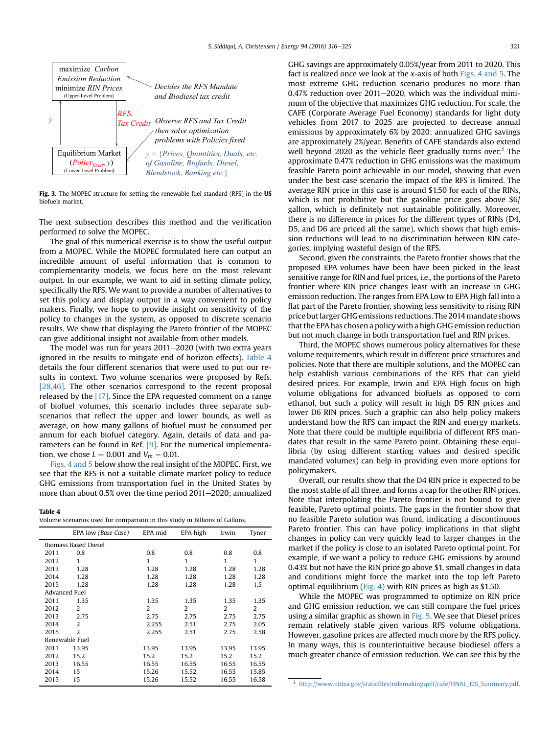maximize *Carbon Emission Reduction*
minimize *RIN Prices*
(Upper-Level Problem)

Decides the RFS Mandate and Biodiesel tax credit

$y$

RFS, Tax Credit

Observe RFS and Tax Credit then solve optimization problems with Policies fixed

Equilibrium Market ($Policy_{fixed}$, $y$)
(Lower-Level Problem)

$y$ = {Prices, Quantities, Duals, etc. of Gasoline, Biofuels, Diesel, Blendstock, Banking etc.}

**Fig. 3.** The MOPEC structure for setting the renewable fuel standard (RFS) in the **US** biofuels market.

The next subsection describes this method and the verification performed to solve the MOPEC.

The goal of this numerical exercise is to show the useful output from a MOPEC. While the MOPEC formulated here can output an incredible amount of useful information that is common to complementarity models, we focus here on the most relevant output. In our example, we want to aid in setting climate policy, specifically the RFS. We want to provide a number of alternatives to set this policy and display output in a way convenient to policy makers. Finally, we hope to provide insight on sensitivity of the policy to changes in the system, as opposed to discrete scenario results. We show that displaying the Pareto frontier of the MOPEC can give additional insight not available from other models.

The model was run for years 2011–2020 (with two extra years ignored in the results to mitigate end of horizon effects). Table 4 details the four different scenarios that were used to put our results in context. Two volume scenarios were proposed by Refs. [28,46]. The other scenarios correspond to the recent proposal released by the [17]. Since the EPA requested comment on a range of biofuel volumes, this scenario includes three separate subscenarios that reflect the upper and lower bounds, as well as average, on how many gallons of biofuel must be consumed per annum for each biofuel category. Again, details of data and parameters can be found in Ref. [9]. For the numerical implementation, we chose $L = 0.001$ and $V_m = 0.01$.

Figs. 4 and 5 below show the real insight of the MOPEC. First, we see that the RFS is not a suitable climate market policy to reduce GHG emissions from transportation fuel in the United States by more than about 0.5% over the time period 2011–2020; annualized

**Table 4**
Volume scenarios used for comparison in this study in Billions of Gallons.

| | EPA low *(Base Case)* | EPA mid | EPA high | Irwin | Tyner |
|---|---|---|---|---|---|
| Biomass Based Diesel | | | | | |
| 2011 | 0.8 | 0.8 | 0.8 | 0.8 | 0.8 |
| 2012 | 1 | 1 | 1 | 1 | 1 |
| 2013 | 1.28 | 1.28 | 1.28 | 1.28 | 1.28 |
| 2014 | 1.28 | 1.28 | 1.28 | 1.28 | 1.28 |
| 2015 | 1.28 | 1.28 | 1.28 | 1.28 | 1.5 |
| Advanced Fuel | | | | | |
| 2011 | 1.35 | 1.35 | 1.35 | 1.35 | 1.35 |
| 2012 | 2 | 2 | 2 | 2 | 2 |
| 2013 | 2.75 | 2.75 | 2.75 | 2.75 | 2.75 |
| 2014 | 2 | 2.255 | 2.51 | 2.75 | 2.05 |
| 2015 | 2 | 2.255 | 2.51 | 2.75 | 2.58 |
| Renewable Fuel | | | | | |
| 2011 | 13.95 | 13.95 | 13.95 | 13.95 | 13.95 |
| 2012 | 15.2 | 15.2 | 15.2 | 15.2 | 15.2 |
| 2013 | 16.55 | 16.55 | 16.55 | 16.55 | 16.55 |
| 2014 | 15 | 15.26 | 15.52 | 16.55 | 15.85 |
| 2015 | 15 | 15.26 | 15.52 | 16.55 | 16.58 |

GHG savings are approximately 0.05%/year from 2011 to 2020. This fact is realized once we look at the *x*-axis of both Figs. 4 and 5. The most extreme GHG reduction scenario produces no more than 0.47% reduction over 2011–2020, which was the individual minimum of the objective that maximizes GHG reduction. For scale, the CAFE (Corporate Average Fuel Economy) standards for light duty vehicles from 2017 to 2025 are projected to decrease annual emissions by approximately 6% by 2020; annualized GHG savings are approximately 2%/year. Benefits of CAFE standards also extend well beyond 2020 as the vehicle fleet gradually turns over.[3] The approximate 0.47% reduction in GHG emissions was the maximum feasible Pareto point achievable in our model, showing that even under the best case scenario the impact of the RFS is limited. The average RIN price in this case is around $1.50 for each of the RINs, which is not prohibitive but the gasoline price goes above $6/gallon, which is definitely not sustainable politically. Moreover, there is no difference in prices for the different types of RINs (D4, D5, and D6 are priced all the same), which shows that high emission reductions will lead to no discrimination between RIN categories, implying wasteful design of the RFS.

Second, given the constraints, the Pareto frontier shows that the proposed EPA volumes have been have been picked in the least sensitive range for RIN and fuel prices, i.e., the portions of the Pareto frontier where RIN price changes least with an increase in GHG emission reduction. The ranges from EPA Low to EPA High fall into a flat part of the Pareto frontier, showing less sensitivity to rising RIN price but larger GHG emissions reductions. The 2014 mandate shows that the EPA has chosen a policy with a high GHG emission reduction but not much change in both transportation fuel and RIN prices.

Third, the MOPEC shows numerous policy alternatives for these volume requirements, which result in different price structures and policies. Note that there are multiple solutions, and the MOPEC can help establish various combinations of the RFS that can yield desired prices. For example, Irwin and EPA High focus on high volume obligations for advanced biofuels as opposed to corn ethanol, but such a policy will result in high D5 RIN prices and lower D6 RIN prices. Such a graphic can also help policy makers understand how the RFS can impact the RIN and energy markets. Note that there could be multiple equilibria of different RFS mandates that result in the same Pareto point. Obtaining these equilibria (by using different starting values and desired specific mandated volumes) can help in providing even more options for policymakers.

Overall, our results show that the D4 RIN price is expected to be the most stable of all three, and forms a cap for the other RIN prices. Note that interpolating the Pareto frontier is not bound to give feasible, Pareto optimal points. The gaps in the frontier show that no feasible Pareto solution was found, indicating a discontinuous Pareto frontier. This can have policy implications in that slight changes in policy can very quickly lead to larger changes in the market if the policy is close to an isolated Pareto optimal point. For example, if we want a policy to reduce GHG emissions by around 0.43% but not have the RIN price go above $1, small changes in data and conditions might force the market into the top left Pareto optimal equilibrium (Fig. 4) with RIN prices as high as $1.50.

While the MOPEC was programmed to optimize on RIN price and GHG emission reduction, we can still compare the fuel prices using a similar graphic as shown in Fig. 5. We see that Diesel prices remain relatively stable given various RFS volume obligations. However, gasoline prices are affected much more by the RFS policy. In many ways, this is counterintuitive because biodiesel offers a much greater chance of emission reduction. We can see this by the

[3] http://www.nhtsa.gov/staticfiles/rulemaking/pdf/cafe/FINAL_EIS_Summary.pdf.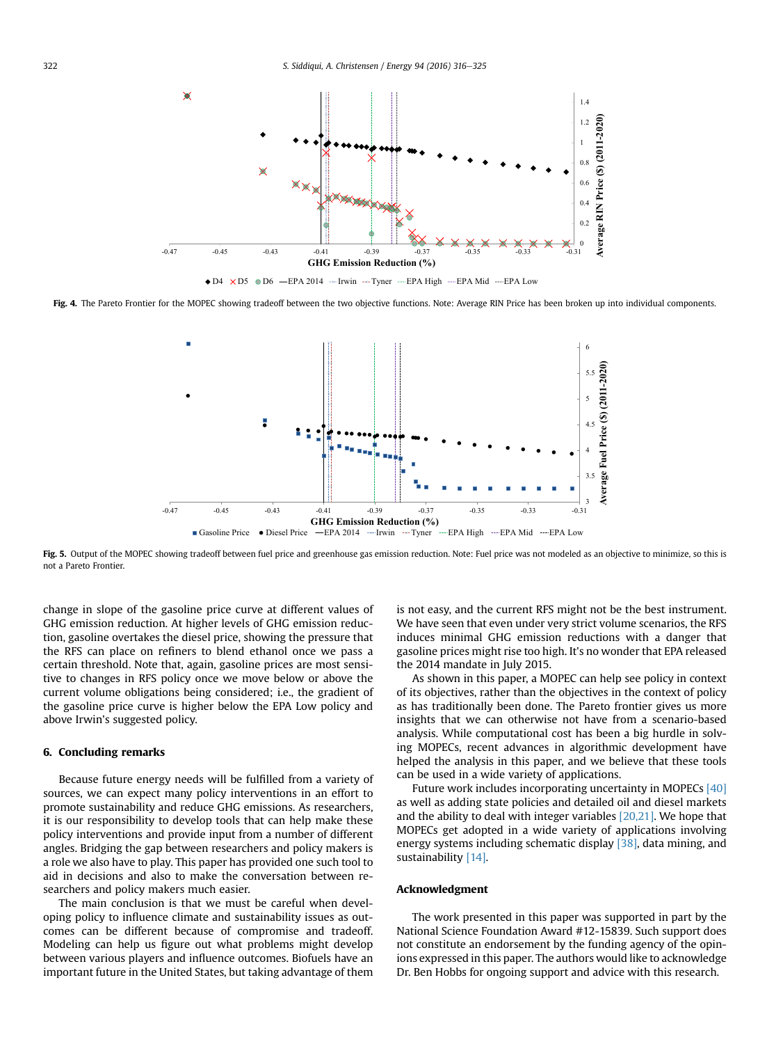Fig. 4. The Pareto Frontier for the MOPEC showing tradeoff between the two objective functions. Note: Average RIN Price has been broken up into individual components.

Fig. 5. Output of the MOPEC showing tradeoff between fuel price and greenhouse gas emission reduction. Note: Fuel price was not modeled as an objective to minimize, so this is not a Pareto Frontier.

change in slope of the gasoline price curve at different values of GHG emission reduction. At higher levels of GHG emission reduction, gasoline overtakes the diesel price, showing the pressure that the RFS can place on refiners to blend ethanol once we pass a certain threshold. Note that, again, gasoline prices are most sensitive to changes in RFS policy once we move below or above the current volume obligations being considered; i.e., the gradient of the gasoline price curve is higher below the EPA Low policy and above Irwin's suggested policy.

## 6. Concluding remarks

Because future energy needs will be fulfilled from a variety of sources, we can expect many policy interventions in an effort to promote sustainability and reduce GHG emissions. As researchers, it is our responsibility to develop tools that can help make these policy interventions and provide input from a number of different angles. Bridging the gap between researchers and policy makers is a role we also have to play. This paper has provided one such tool to aid in decisions and also to make the conversation between researchers and policy makers much easier.

The main conclusion is that we must be careful when developing policy to influence climate and sustainability issues as outcomes can be different because of compromise and tradeoff. Modeling can help us figure out what problems might develop between various players and influence outcomes. Biofuels have an important future in the United States, but taking advantage of them is not easy, and the current RFS might not be the best instrument. We have seen that even under very strict volume scenarios, the RFS induces minimal GHG emission reductions with a danger that gasoline prices might rise too high. It's no wonder that EPA released the 2014 mandate in July 2015.

As shown in this paper, a MOPEC can help see policy in context of its objectives, rather than the objectives in the context of policy as has traditionally been done. The Pareto frontier gives us more insights that we can otherwise not have from a scenario-based analysis. While computational cost has been a big hurdle in solving MOPECs, recent advances in algorithmic development have helped the analysis in this paper, and we believe that these tools can be used in a wide variety of applications.

Future work includes incorporating uncertainty in MOPECs [40] as well as adding state policies and detailed oil and diesel markets and the ability to deal with integer variables [20,21]. We hope that MOPECs get adopted in a wide variety of applications involving energy systems including schematic display [38], data mining, and sustainability [14].

## Acknowledgment

The work presented in this paper was supported in part by the National Science Foundation Award #12-15839. Such support does not constitute an endorsement by the funding agency of the opinions expressed in this paper. The authors would like to acknowledge Dr. Ben Hobbs for ongoing support and advice with this research.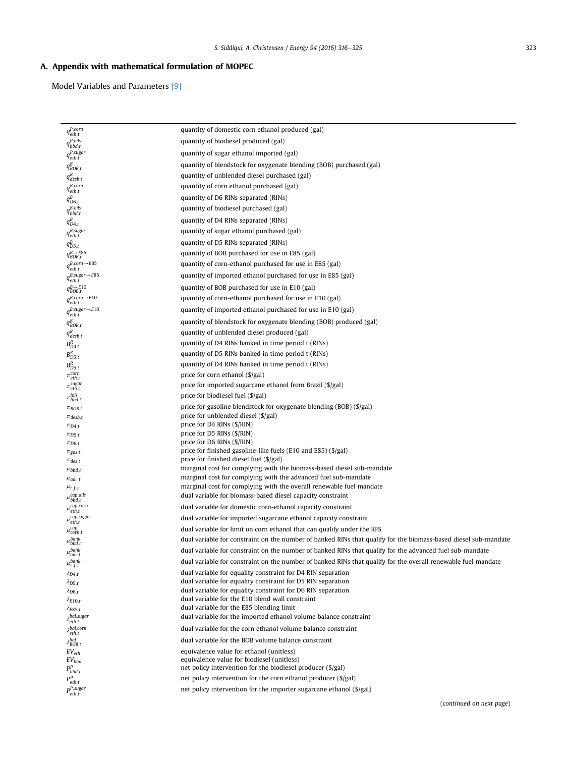## A. Appendix with mathematical formulation of MOPEC

Model Variables and Parameters [9]

| | |
|---|---|
| $q^{P.corn}_{eth.t}$ | quantity of domestic corn ethanol produced (gal) |
| $q^{P.oils}_{bbd.t}$ | quantity of biodiesel produced (gal) |
| $q^{P.sugar}_{eth.t}$ | quantity of sugar ethanol imported (gal) |
| $q^{B}_{BOB.t}$ | quantity of blendstock for oxygenate blending (BOB) purchased (gal) |
| $q^{B}_{desb.t}$ | quantity of unblended diesel purchased (gal) |
| $q^{B.corn}_{eth.t}$ | quantity of corn ethanol purchased (gal) |
| $q^{B}_{D6.t}$ | quantity of D6 RINs separated (RINs) |
| $q^{B.oils}_{bbd.t}$ | quantity of biodiesel purchased (gal) |
| $q^{B}_{D4.t}$ | quantity of D4 RINs separated (RINs) |
| $q^{B.sugar}_{eth.t}$ | quantity of sugar ethanol purchased (gal) |
| $q^{B}_{D5.t}$ | quantity of D5 RINs separated (RINs) |
| $q^{B\rightarrow E85}_{BOB.t}$ | quantity of BOB purchased for use in E85 (gal) |
| $q^{B.corn\rightarrow E85}_{eth.t}$ | quantity of corn-ethanol purchased for use in E85 (gal) |
| $q^{B.sugar\rightarrow E85}_{eth.t}$ | quantity of imported ethanol purchased for use in E85 (gal) |
| $q^{B\rightarrow E10}_{BOB.t}$ | quantity of BOB purchased for use in E10 (gal) |
| $q^{B.corn\rightarrow E10}_{eth.t}$ | quantity of corn-ethanol purchased for use in E10 (gal) |
| $q^{B.sugar\rightarrow E10}_{eth.t}$ | quantity of imported ethanol purchased for use in E10 (gal) |
| $q^{B}_{BOB.t}$ | quantity of blendstock for oxygenate blending (BOB) produced (gal) |
| $q^{R}_{desb.t}$ | quantity of unblended diesel produced (gal) |
| $B^{R}_{D4.t}$ | quantity of D4 RINs banked in time period t (RINs) |
| $B^{R}_{D5.t}$ | quantity of D5 RINs banked in time period t (RINs) |
| $B^{R}_{D6.t}$ | quantity of D4 RINs banked in time period t (RINs) |
| $\pi^{corn}_{eth.t}$ | price for corn ethanol ($/gal) |
| $\pi^{sugar}_{eth.t}$ | price for imported sugarcane ethanol from Brazil ($/gal) |
| $\pi^{iols}_{bbd.t}$ | price for biodiesel fuel ($/gal) |
| $\pi_{BOB.t}$ | price for gasoline blendstock for oxygenate blending (BOB) ($/gal) |
| $\pi_{desb.t}$ | price for unblended diesel ($/gal) |
| $\pi_{D4.t}$ | price for D4 RINs ($/RIN) |
| $\pi_{D5.t}$ | price for D5 RINs ($/RIN) |
| $\pi_{D6.t}$ | price for D6 RINs ($/RIN) |
| $\pi_{gas.t}$ | price for finished gasoline-like fuels (E10 and E85) ($/gal) |
| $\pi_{des.t}$ | price for finished diesel fuel ($/gal) |
| $\mu_{bbd.t}$ | marginal cost for complying with the biomass-based diesel sub-mandate |
| $\mu_{adv.t}$ | marginal cost for complying with the advanced fuel sub-mandate |
| $\mu_{rf.t}$ | marginal cost for complying with the overall renewable fuel mandate |
| $\mu^{cap.oils}_{bbd.t}$ | dual variable for biomass-based diesel capacity constraint |
| $\mu^{cap.corn}_{eth.t}$ | dual variable for domestic corn-ethanol capacity constraint |
| $\mu^{cap.sugar}_{eth.t}$ | dual variable for imported sugarcane ethanol capacity constraint |
| $\mu^{cap}_{corn.t}$ | dual variable for limit on corn ethanol that can qualify under the RFS |
| $\mu^{bank}_{bbd.t}$ | dual variable for constraint on the number of banked RINs that qualify for the biomass-based diesel sub-mandate |
| $\mu^{bank}_{adv.t}$ | dual variable for constraint on the number of banked RINs that qualify for the advanced fuel sub-mandate |
| $\mu^{bank}_{rf.t}$ | dual variable for constraint on the number of banked RINs that qualify for the overall renewable fuel mandate |
| $\lambda_{D4.t}$ | dual variable for equality constraint for D4 RIN separation |
| $\lambda_{D5.t}$ | dual variable for equality constraint for D5 RIN separation |
| $\lambda_{D6.t}$ | dual variable for equality constraint for D6 RIN separation |
| $\lambda_{E10.t}$ | dual variable for the E10 blend wall constraint |
| $\lambda_{E85.t}$ | dual variable for the E85 blending limit |
| $\lambda^{bal.sugar}_{eth.t}$ | dual variable for the imported ethanol volume balance constraint |
| $\lambda^{bal.corn}_{eth.t}$ | dual variable for the corn ethanol volume balance constraint |
| $\lambda^{bal}_{BOB.t}$ | dual variable for the BOB volume balance constraint |
| $EV_{eth}$ | equivalence value for ethanol (unitless) |
| $EV_{bbd}$ | equivalence value for biodiesel (unitless) |
| $P^{P}_{bbd.t}$ | net policy intervention for the biodiesel producer ($/gal) |
| $P^{P}_{eth.t}$ | net policy intervention for the corn ethanol producer ($/gal) |
| $P^{P.sugar}_{eth.t}$ | net policy intervention for the importer sugarcane ethanol ($/gal) |

(continued on next page)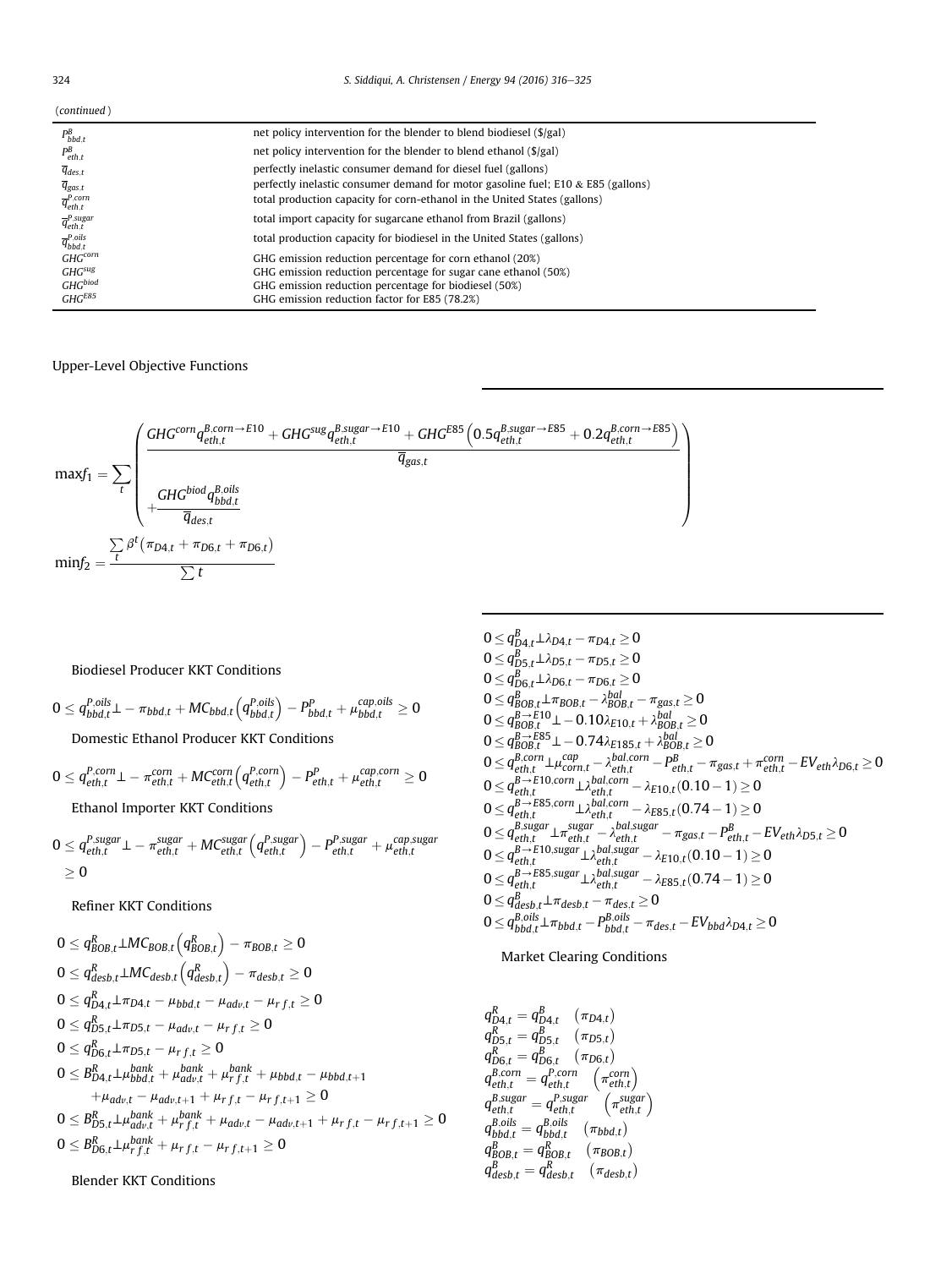(*continued*)

| | |
|---|---|
| $P^{B}_{bbd,t}$ | net policy intervention for the blender to blend biodiesel ($/gal) |
| $P^{B}_{eth,t}$ | net policy intervention for the blender to blend ethanol ($/gal) |
| $\overline{q}_{des,t}$ | perfectly inelastic consumer demand for diesel fuel (gallons) |
| $\overline{q}_{gas,t}$ | perfectly inelastic consumer demand for motor gasoline fuel; E10 & E85 (gallons) |
| $\overline{q}^{P,corn}_{eth,t}$ | total production capacity for corn-ethanol in the United States (gallons) |
| $\overline{q}^{P,sugar}_{eth,t}$ | total import capacity for sugarcane ethanol from Brazil (gallons) |
| $\overline{q}^{P,oils}_{bbd,t}$ | total production capacity for biodiesel in the United States (gallons) |
| $GHG^{corn}$ | GHG emission reduction percentage for corn ethanol (20%) |
| $GHG^{sug}$ | GHG emission reduction percentage for sugar cane ethanol (50%) |
| $GHG^{biod}$ | GHG emission reduction percentage for biodiesel (50%) |
| $GHG^{E85}$ | GHG emission reduction factor for E85 (78.2%) |

Upper-Level Objective Functions

$$\max f_1 = \sum_t \left( \frac{GHG^{corn} q^{B,corn\to E10}_{eth,t} + GHG^{sug} q^{B,sugar\to E10}_{eth,t} + GHG^{E85}\left(0.5 q^{B,sugar\to E85}_{eth,t} + 0.2 q^{B,corn\to E85}_{eth,t}\right)}{\overline{q}_{gas,t}} + \frac{GHG^{biod} q^{B,oils}_{bbd,t}}{\overline{q}_{des,t}} \right)$$

$$\min f_2 = \frac{\sum_t \beta^t \left(\pi_{D4,t} + \pi_{D6,t} + \pi_{D6,t}\right)}{\sum t}$$

Biodiesel Producer KKT Conditions

$$0 \le q^{P,oils}_{bbd,t} \perp -\pi_{bbd,t} + MC_{bbd,t}\left(q^{P,oils}_{bbd,t}\right) - P^{P}_{bbd,t} + \mu^{cap,oils}_{bbd,t} \ge 0$$

Domestic Ethanol Producer KKT Conditions

$$0 \le q^{P,corn}_{eth,t} \perp -\pi^{corn}_{eth,t} + MC^{corn}_{eth,t}\left(q^{P,corn}_{eth,t}\right) - P^{P}_{eth,t} + \mu^{cap,corn}_{eth,t} \ge 0$$

Ethanol Importer KKT Conditions

$$0 \le q^{P,sugar}_{eth,t} \perp -\pi^{sugar}_{eth,t} + MC^{sugar}_{eth,t}\left(q^{P,sugar}_{eth,t}\right) - P^{P,sugar}_{eth,t} + \mu^{cap,sugar}_{eth,t} \ge 0$$

Refiner KKT Conditions

$$0 \le q^{R}_{BOB,t} \perp MC_{BOB,t}\left(q^{R}_{BOB,t}\right) - \pi_{BOB,t} \ge 0$$
$$0 \le q^{R}_{desb,t} \perp MC_{desb,t}\left(q^{R}_{desb,t}\right) - \pi_{desb,t} \ge 0$$
$$0 \le q^{R}_{D4,t} \perp \pi_{D4,t} - \mu_{bbd,t} - \mu_{adv,t} - \mu_{rf,t} \ge 0$$
$$0 \le q^{R}_{D5,t} \perp \pi_{D5,t} - \mu_{adv,t} - \mu_{rf,t} \ge 0$$
$$0 \le q^{R}_{D6,t} \perp \pi_{D5,t} - \mu_{rf,t} \ge 0$$
$$0 \le B^{R}_{D4,t} \perp \mu^{bank}_{bbd,t} + \mu^{bank}_{adv,t} + \mu^{bank}_{rf,t} + \mu_{bbd,t} - \mu_{bbd,t+1} + \mu_{adv,t} - \mu_{adv,t+1} + \mu_{rf,t} - \mu_{rf,t+1} \ge 0$$
$$0 \le B^{R}_{D5,t} \perp \mu^{bank}_{adv,t} + \mu^{bank}_{rf,t} + \mu_{adv,t} - \mu_{adv,t+1} + \mu_{rf,t} - \mu_{rf,t+1} \ge 0$$
$$0 \le B^{R}_{D6,t} \perp \mu^{bank}_{rf,t} + \mu_{rf,t} - \mu_{rf,t+1} \ge 0$$

Blender KKT Conditions

$$0 \le q^{B}_{D4,t} \perp \lambda_{D4,t} - \pi_{D4,t} \ge 0$$
$$0 \le q^{B}_{D5,t} \perp \lambda_{D5,t} - \pi_{D5,t} \ge 0$$
$$0 \le q^{B}_{D6,t} \perp \lambda_{D6,t} - \pi_{D6,t} \ge 0$$
$$0 \le q^{B}_{BOB,t} \perp \pi_{BOB,t} - \lambda^{bal}_{BOB,t} - \pi_{gas,t} \ge 0$$
$$0 \le q^{B\to E10}_{BOB,t} \perp -0.10\lambda_{E10,t} + \lambda^{bal}_{BOB,t} \ge 0$$
$$0 \le q^{B\to E85}_{BOB,t} \perp -0.74\lambda_{E185,t} + \lambda^{bal}_{BOB,t} \ge 0$$
$$0 \le q^{B,corn}_{eth,t} \perp \mu^{cap}_{corn,t} - \lambda^{bal,corn}_{eth,t} - P^{B}_{eth,t} - \pi_{gas,t} + \pi^{corn}_{eth,t} - EV_{eth}\lambda_{D6,t} \ge 0$$
$$0 \le q^{B\to E10,corn}_{eth,t} \perp \lambda^{bal,corn}_{eth,t} - \lambda_{E10,t}(0.10 - 1) \ge 0$$
$$0 \le q^{B\to E85,corn}_{eth,t} \perp \lambda^{bal,corn}_{eth,t} - \lambda_{E85,t}(0.74 - 1) \ge 0$$
$$0 \le q^{B,sugar}_{eth,t} \perp \pi^{sugar}_{eth,t} - \lambda^{bal,sugar}_{eth,t} - \pi_{gas,t} - P^{B}_{eth,t} - EV_{eth}\lambda_{D5,t} \ge 0$$
$$0 \le q^{B\to E10,sugar}_{eth,t} \perp \lambda^{bal,sugar}_{eth,t} - \lambda_{E10,t}(0.10 - 1) \ge 0$$
$$0 \le q^{B\to E85,sugar}_{eth,t} \perp \lambda^{bal,sugar}_{eth,t} - \lambda_{E85,t}(0.74 - 1) \ge 0$$
$$0 \le q^{B}_{desb,t} \perp \pi_{desb,t} - \pi_{des,t} \ge 0$$
$$0 \le q^{B,oils}_{bbd,t} \perp \pi_{bbd,t} - P^{B,oils}_{bbd,t} - \pi_{des,t} - EV_{bbd}\lambda_{D4,t} \ge 0$$

Market Clearing Conditions

$$q^{R}_{D4,t} = q^{B}_{D4,t} \quad (\pi_{D4,t})$$
$$q^{R}_{D5,t} = q^{B}_{D5,t} \quad (\pi_{D5,t})$$
$$q^{R}_{D6,t} = q^{B}_{D6,t} \quad (\pi_{D6,t})$$
$$q^{B,corn}_{eth,t} = q^{P,corn}_{eth,t} \quad \left(\pi^{corn}_{eth,t}\right)$$
$$q^{B,sugar}_{eth,t} = q^{P,sugar}_{eth,t} \quad \left(\pi^{sugar}_{eth,t}\right)$$
$$q^{B,oils}_{bbd,t} = q^{B,oils}_{bbd,t} \quad (\pi_{bbd,t})$$
$$q^{B}_{BOB,t} = q^{R}_{BOB,t} \quad (\pi_{BOB,t})$$
$$q^{B}_{desb,t} = q^{R}_{desb,t} \quad (\pi_{desb,t})$$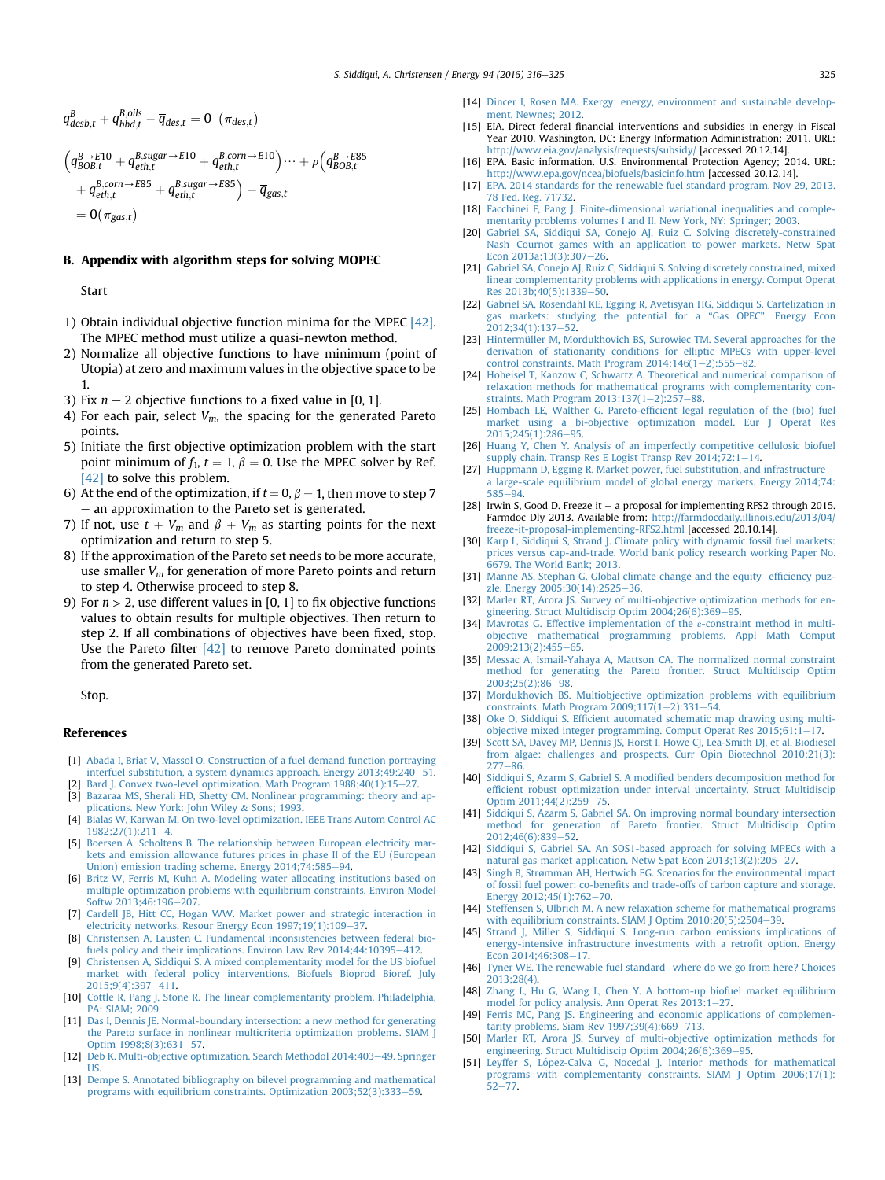$$q^B_{desb,t} + q^{B,oils}_{bbd,t} - \overline{q}_{des,t} = 0 \quad (\pi_{des,t})$$

$$\left(q^{B\to E10}_{BOB,t} + q^{B,sugar\to E10}_{eth,t} + q^{B,corn\to E10}_{eth,t}\right) \cdots + \rho\left(q^{B\to E85}_{BOB,t} + q^{B,corn\to E85}_{eth,t} + q^{B,sugar\to E85}_{eth,t}\right) - \overline{q}_{gas,t} = 0(\pi_{gas,t})$$

## B. Appendix with algorithm steps for solving MOPEC

Start

1) Obtain individual objective function minima for the MPEC [42]. The MPEC method must utilize a quasi-newton method.
2) Normalize all objective functions to have minimum (point of Utopia) at zero and maximum values in the objective space to be 1.
3) Fix $n-2$ objective functions to a fixed value in [0, 1].
4) For each pair, select $V_m$, the spacing for the generated Pareto points.
5) Initiate the first objective optimization problem with the start point minimum of $f_1$, $t=1$, $\beta=0$. Use the MPEC solver by Ref. [42] to solve this problem.
6) At the end of the optimization, if $t=0$, $\beta=1$, then move to step 7 — an approximation to the Pareto set is generated.
7) If not, use $t+V_m$ and $\beta+V_m$ as starting points for the next optimization and return to step 5.
8) If the approximation of the Pareto set needs to be more accurate, use smaller $V_m$ for generation of more Pareto points and return to step 4. Otherwise proceed to step 8.
9) For $n>2$, use different values in [0, 1] to fix objective functions values to obtain results for multiple objectives. Then return to step 2. If all combinations of objectives have been fixed, stop. Use the Pareto filter [42] to remove Pareto dominated points from the generated Pareto set.

Stop.

## References

[1] Abada I, Briat V, Massol O. Construction of a fuel demand function portraying interfuel substitution, a system dynamics approach. Energy 2013;49:240–51.
[2] Bard J. Convex two-level optimization. Math Program 1988;40(1):15–27.
[3] Bazaraa MS, Sherali HD, Shetty CM. Nonlinear programming: theory and applications. New York: John Wiley & Sons; 1993.
[4] Bialas W, Karwan M. On two-level optimization. IEEE Trans Autom Control AC 1982;27(1):211–4.
[5] Boersen A, Scholtens B. The relationship between European electricity markets and emission allowance futures prices in phase II of the EU (European Union) emission trading scheme. Energy 2014;74:585–94.
[6] Britz W, Ferris M, Kuhn A. Modeling water allocating institutions based on multiple optimization problems with equilibrium constraints. Environ Model Softw 2013;46:196–207.
[7] Cardell JB, Hitt CC, Hogan WW. Market power and strategic interaction in electricity networks. Resour Energy Econ 1997;19(1):109–37.
[8] Christensen A, Lausten C. Fundamental inconsistencies between federal biofuels policy and their implications. Environ Law Rev 2014;44:10395–412.
[9] Christensen A, Siddiqui S. A mixed complementarity model for the US biofuel market with federal policy interventions. Biofuels Bioprod Bioref. July 2015;9(4):397–411.
[10] Cottle R, Pang J, Stone R. The linear complementarity problem. Philadelphia, PA: SIAM; 2009.
[11] Das I, Dennis JE. Normal-boundary intersection: a new method for generating the Pareto surface in nonlinear multicriteria optimization problems. SIAM J Optim 1998;8(3):631–57.
[12] Deb K. Multi-objective optimization. Search Methodol 2014:403–49. Springer US.
[13] Dempe S. Annotated bibliography on bilevel programming and mathematical programs with equilibrium constraints. Optimization 2003;52(3):333–59.
[14] Dincer I, Rosen MA. Exergy: energy, environment and sustainable development. Newnes; 2012.
[15] EIA. Direct federal financial interventions and subsidies in energy in Fiscal Year 2010. Washington, DC: Energy Information Administration; 2011. URL: http://www.eia.gov/analysis/requests/subsidy/ [accessed 20.12.14].
[16] EPA. Basic information. U.S. Environmental Protection Agency; 2014. URL: http://www.epa.gov/ncea/biofuels/basicinfo.htm [accessed 20.12.14].
[17] EPA. 2014 standards for the renewable fuel standard program. Nov 29, 2013. 78 Fed. Reg. 71732.
[18] Facchinei F, Pang J. Finite-dimensional variational inequalities and complementarity problems volumes I and II. New York, NY: Springer; 2003.
[20] Gabriel SA, Siddiqui SA, Conejo AJ, Ruiz C. Solving discretely-constrained Nash–Cournot games with an application to power markets. Netw Spat Econ 2013a;13(3):307–26.
[21] Gabriel SA, Conejo AJ, Ruiz C, Siddiqui S. Solving discretely constrained, mixed linear complementarity problems with applications in energy. Comput Operat Res 2013b;40(5):1339–50.
[22] Gabriel SA, Rosendahl KE, Egging R, Avetisyan HG, Siddiqui S. Cartelization in gas markets: studying the potential for a "Gas OPEC". Energy Econ 2012;34(1):137–52.
[23] Hintermüller M, Mordukhovich BS, Surowiec TM. Several approaches for the derivation of stationarity conditions for elliptic MPECs with upper-level control constraints. Math Program 2014;146(1–2):555–82.
[24] Hoheisel T, Kanzow C, Schwartz A. Theoretical and numerical comparison of relaxation methods for mathematical programs with complementarity constraints. Math Program 2013;137(1–2):257–88.
[25] Hombach LE, Walther G. Pareto-efficient legal regulation of the (bio) fuel market using a bi-objective optimization model. Eur J Operat Res 2015;245(1):286–95.
[26] Huang Y, Chen Y. Analysis of an imperfectly competitive cellulosic biofuel supply chain. Transp Res E Logist Transp Rev 2014;72:1–14.
[27] Huppmann D, Egging R. Market power, fuel substitution, and infrastructure — a large-scale equilibrium model of global energy markets. Energy 2014;74: 585–94.
[28] Irwin S, Good D. Freeze it — a proposal for implementing RFS2 through 2015. Farmdoc Dly 2013. Available from: http://farmdocdaily.illinois.edu/2013/04/freeze-it-proposal-implementing-RFS2.html [accessed 20.10.14].
[30] Karp L, Siddiqui S, Strand J. Climate policy with dynamic fossil fuel markets: prices versus cap-and-trade. World bank policy research working Paper No. 6679. The World Bank; 2013.
[31] Manne AS, Stephan G. Global climate change and the equity–efficiency puzzle. Energy 2005;30(14):2525–36.
[32] Marler RT, Arora JS. Survey of multi-objective optimization methods for engineering. Struct Multidiscip Optim 2004;26(6):369–95.
[34] Mavrotas G. Effective implementation of the ε-constraint method in multi-objective mathematical programming problems. Appl Math Comput 2009;213(2):455–65.
[35] Messac A, Ismail-Yahaya A, Mattson CA. The normalized normal constraint method for generating the Pareto frontier. Struct Multidiscip Optim 2003;25(2):86–98.
[37] Mordukhovich BS. Multiobjective optimization problems with equilibrium constraints. Math Program 2009;117(1–2):331–54.
[38] Oke O, Siddiqui S. Efficient automated schematic map drawing using multi-objective mixed integer programming. Comput Operat Res 2015;61:1–17.
[39] Scott SA, Davey MP, Dennis JS, Horst I, Howe CJ, Lea-Smith DJ, et al. Biodiesel from algae: challenges and prospects. Curr Opin Biotechnol 2010;21(3): 277–86.
[40] Siddiqui S, Azarm S, Gabriel S. A modified benders decomposition method for efficient robust optimization under interval uncertainty. Struct Multidiscip Optim 2011;44(2):259–75.
[41] Siddiqui S, Azarm S, Gabriel SA. On improving normal boundary intersection method for generation of Pareto frontier. Struct Multidiscip Optim 2012;46(6):839–52.
[42] Siddiqui S, Gabriel SA. An SOS1-based approach for solving MPECs with a natural gas market application. Netw Spat Econ 2013;13(2):205–27.
[43] Singh B, Strømman AH, Hertwich EG. Scenarios for the environmental impact of fossil fuel power: co-benefits and trade-offs of carbon capture and storage. Energy 2012;45(1):762–70.
[44] Steffensen S, Ulbrich M. A new relaxation scheme for mathematical programs with equilibrium constraints. SIAM J Optim 2010;20(5):2504–39.
[45] Strand J, Miller S, Siddiqui S. Long-run carbon emissions implications of energy-intensive infrastructure investments with a retrofit option. Energy Econ 2014;46:308–17.
[46] Tyner WE. The renewable fuel standard—where do we go from here? Choices 2013;28(4).
[48] Zhang L, Hu G, Wang L, Chen Y. A bottom-up biofuel market equilibrium model for policy analysis. Ann Operat Res 2013:1–27.
[49] Ferris MC, Pang JS. Engineering and economic applications of complementarity problems. Siam Rev 1997;39(4):669–713.
[50] Marler RT, Arora JS. Survey of multi-objective optimization methods for engineering. Struct Multidiscip Optim 2004;26(6):369–95.
[51] Leyffer S, López-Calva G, Nocedal J. Interior methods for mathematical programs with complementarity constraints. SIAM J Optim 2006;17(1): 52–77.